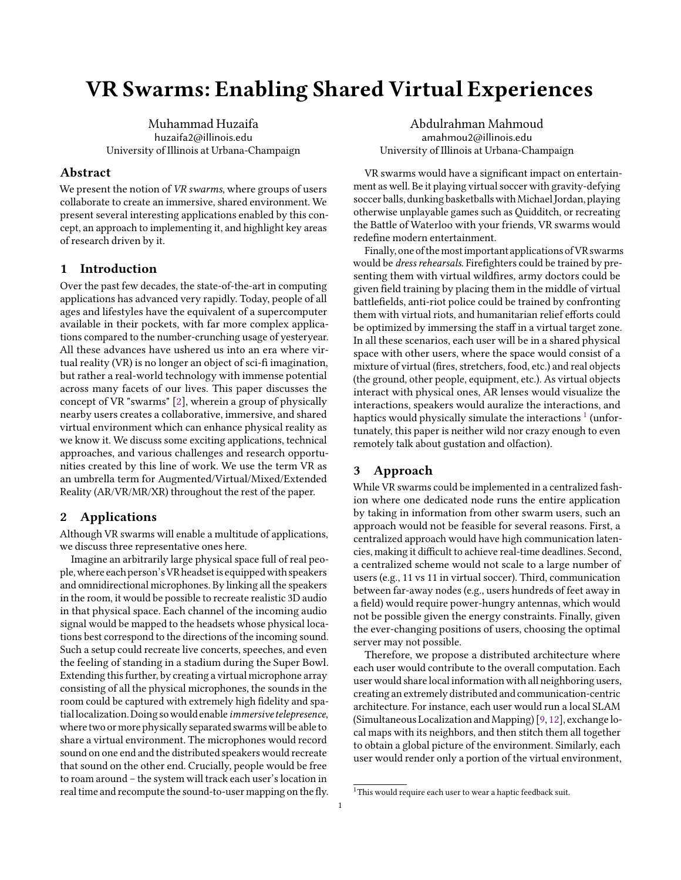# VR Swarms: Enabling Shared Virtual Experiences

Muhammad Huzaifa
huzaifa2@illinois.edu
University of Illinois at Urbana-Champaign

Abdulrahman Mahmoud
amahmou2@illinois.edu
University of Illinois at Urbana-Champaign

## Abstract

We present the notion of *VR swarms*, where groups of users collaborate to create an immersive, shared environment. We present several interesting applications enabled by this concept, an approach to implementing it, and highlight key areas of research driven by it.

## 1 Introduction

Over the past few decades, the state-of-the-art in computing applications has advanced very rapidly. Today, people of all ages and lifestyles have the equivalent of a supercomputer available in their pockets, with far more complex applications compared to the number-crunching usage of yesteryear. All these advances have ushered us into an era where virtual reality (VR) is no longer an object of sci-fi imagination, but rather a real-world technology with immense potential across many facets of our lives. This paper discusses the concept of VR "swarms" [2], wherein a group of physically nearby users creates a collaborative, immersive, and shared virtual environment which can enhance physical reality as we know it. We discuss some exciting applications, technical approaches, and various challenges and research opportunities created by this line of work. We use the term VR as an umbrella term for Augmented/Virtual/Mixed/Extended Reality (AR/VR/MR/XR) throughout the rest of the paper.

## 2 Applications

Although VR swarms will enable a multitude of applications, we discuss three representative ones here.

Imagine an arbitrarily large physical space full of real people, where each person's VR headset is equipped with speakers and omnidirectional microphones. By linking all the speakers in the room, it would be possible to recreate realistic 3D audio in that physical space. Each channel of the incoming audio signal would be mapped to the headsets whose physical locations best correspond to the directions of the incoming sound. Such a setup could recreate live concerts, speeches, and even the feeling of standing in a stadium during the Super Bowl. Extending this further, by creating a virtual microphone array consisting of all the physical microphones, the sounds in the room could be captured with extremely high fidelity and spatial localization. Doing so would enable *immersive telepresence*, where two or more physically separated swarms will be able to share a virtual environment. The microphones would record sound on one end and the distributed speakers would recreate that sound on the other end. Crucially, people would be free to roam around – the system will track each user's location in real time and recompute the sound-to-user mapping on the fly.

VR swarms would have a significant impact on entertainment as well. Be it playing virtual soccer with gravity-defying soccer balls, dunking basketballs with Michael Jordan, playing otherwise unplayable games such as Quidditch, or recreating the Battle of Waterloo with your friends, VR swarms would redefine modern entertainment.

Finally, one of the most important applications of VR swarms would be *dress rehearsals*. Firefighters could be trained by presenting them with virtual wildfires, army doctors could be given field training by placing them in the middle of virtual battlefields, anti-riot police could be trained by confronting them with virtual riots, and humanitarian relief efforts could be optimized by immersing the staff in a virtual target zone. In all these scenarios, each user will be in a shared physical space with other users, where the space would consist of a mixture of virtual (fires, stretchers, food, etc.) and real objects (the ground, other people, equipment, etc.). As virtual objects interact with physical ones, AR lenses would visualize the interactions, speakers would auralize the interactions, and haptics would physically simulate the interactions [1] (unfortunately, this paper is neither wild nor crazy enough to even remotely talk about gustation and olfaction).

## 3 Approach

While VR swarms could be implemented in a centralized fashion where one dedicated node runs the entire application by taking in information from other swarm users, such an approach would not be feasible for several reasons. First, a centralized approach would have high communication latencies, making it difficult to achieve real-time deadlines. Second, a centralized scheme would not scale to a large number of users (e.g., 11 vs 11 in virtual soccer). Third, communication between far-away nodes (e.g., users hundreds of feet away in a field) would require power-hungry antennas, which would not be possible given the energy constraints. Finally, given the ever-changing positions of users, choosing the optimal server may not possible.

Therefore, we propose a distributed architecture where each user would contribute to the overall computation. Each user would share local information with all neighboring users, creating an extremely distributed and communication-centric architecture. For instance, each user would run a local SLAM (Simultaneous Localization and Mapping) [9, 12], exchange local maps with its neighbors, and then stitch them all together to obtain a global picture of the environment. Similarly, each user would render only a portion of the virtual environment,

[1] This would require each user to wear a haptic feedback suit.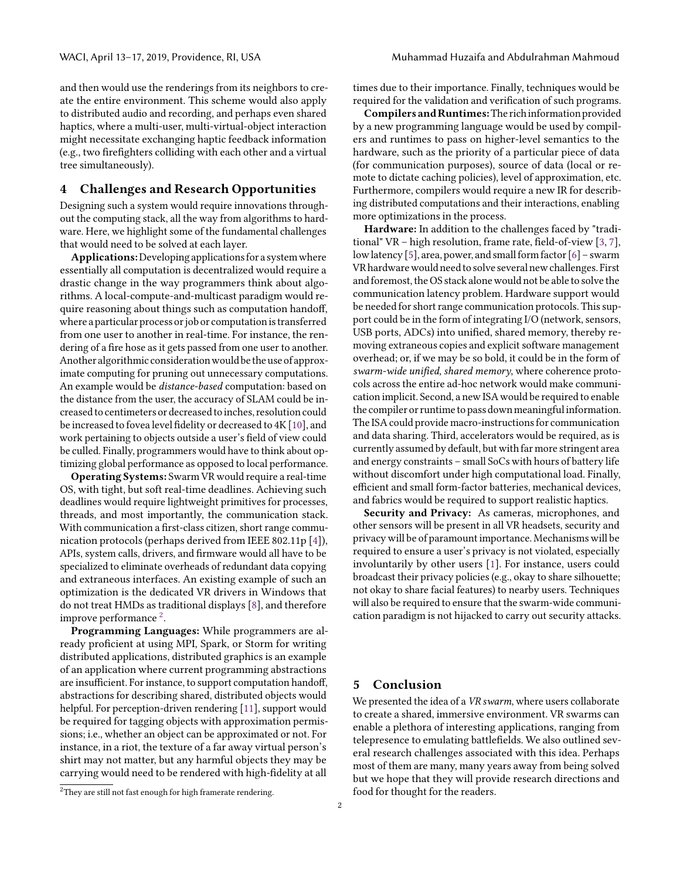and then would use the renderings from its neighbors to create the entire environment. This scheme would also apply to distributed audio and recording, and perhaps even shared haptics, where a multi-user, multi-virtual-object interaction might necessitate exchanging haptic feedback information (e.g., two firefighters colliding with each other and a virtual tree simultaneously).

## 4 Challenges and Research Opportunities

Designing such a system would require innovations throughout the computing stack, all the way from algorithms to hardware. Here, we highlight some of the fundamental challenges that would need to be solved at each layer.

**Applications:** Developing applications for a system where essentially all computation is decentralized would require a drastic change in the way programmers think about algorithms. A local-compute-and-multicast paradigm would require reasoning about things such as computation handoff, where a particular process or job or computation is transferred from one user to another in real-time. For instance, the rendering of a fire hose as it gets passed from one user to another. Another algorithmic consideration would be the use of approximate computing for pruning out unnecessary computations. An example would be *distance-based* computation: based on the distance from the user, the accuracy of SLAM could be increased to centimeters or decreased to inches, resolution could be increased to fovea level fidelity or decreased to 4K [10], and work pertaining to objects outside a user's field of view could be culled. Finally, programmers would have to think about optimizing global performance as opposed to local performance.

**Operating Systems:** Swarm VR would require a real-time OS, with tight, but soft real-time deadlines. Achieving such deadlines would require lightweight primitives for processes, threads, and most importantly, the communication stack. With communication a first-class citizen, short range communication protocols (perhaps derived from IEEE 802.11p [4]), APIs, system calls, drivers, and firmware would all have to be specialized to eliminate overheads of redundant data copying and extraneous interfaces. An existing example of such an optimization is the dedicated VR drivers in Windows that do not treat HMDs as traditional displays [8], and therefore improve performance [2].

**Programming Languages:** While programmers are already proficient at using MPI, Spark, or Storm for writing distributed applications, distributed graphics is an example of an application where current programming abstractions are insufficient. For instance, to support computation handoff, abstractions for describing shared, distributed objects would helpful. For perception-driven rendering [11], support would be required for tagging objects with approximation permissions; i.e., whether an object can be approximated or not. For instance, in a riot, the texture of a far away virtual person's shirt may not matter, but any harmful objects they may be carrying would need to be rendered with high-fidelity at all times due to their importance. Finally, techniques would be required for the validation and verification of such programs.

**Compilers and Runtimes:** The rich information provided by a new programming language would be used by compilers and runtimes to pass on higher-level semantics to the hardware, such as the priority of a particular piece of data (for communication purposes), source of data (local or remote to dictate caching policies), level of approximation, etc. Furthermore, compilers would require a new IR for describing distributed computations and their interactions, enabling more optimizations in the process.

**Hardware:** In addition to the challenges faced by "traditional" VR – high resolution, frame rate, field-of-view [3, 7], low latency [5], area, power, and small form factor [6] – swarm VR hardware would need to solve several new challenges. First and foremost, the OS stack alone would not be able to solve the communication latency problem. Hardware support would be needed for short range communication protocols. This support could be in the form of integrating I/O (network, sensors, USB ports, ADCs) into unified, shared memory, thereby removing extraneous copies and explicit software management overhead; or, if we may be so bold, it could be in the form of *swarm-wide unified, shared memory*, where coherence protocols across the entire ad-hoc network would make communication implicit. Second, a new ISA would be required to enable the compiler or runtime to pass down meaningful information. The ISA could provide macro-instructions for communication and data sharing. Third, accelerators would be required, as is currently assumed by default, but with far more stringent area and energy constraints – small SoCs with hours of battery life without discomfort under high computational load. Finally, efficient and small form-factor batteries, mechanical devices, and fabrics would be required to support realistic haptics.

**Security and Privacy:** As cameras, microphones, and other sensors will be present in all VR headsets, security and privacy will be of paramount importance. Mechanisms will be required to ensure a user's privacy is not violated, especially involuntarily by other users [1]. For instance, users could broadcast their privacy policies (e.g., okay to share silhouette; not okay to share facial features) to nearby users. Techniques will also be required to ensure that the swarm-wide communication paradigm is not hijacked to carry out security attacks.

## 5 Conclusion

We presented the idea of a *VR swarm*, where users collaborate to create a shared, immersive environment. VR swarms can enable a plethora of interesting applications, ranging from telepresence to emulating battlefields. We also outlined several research challenges associated with this idea. Perhaps most of them are many, many years away from being solved but we hope that they will provide research directions and food for thought for the readers.

[2] They are still not fast enough for high framerate rendering.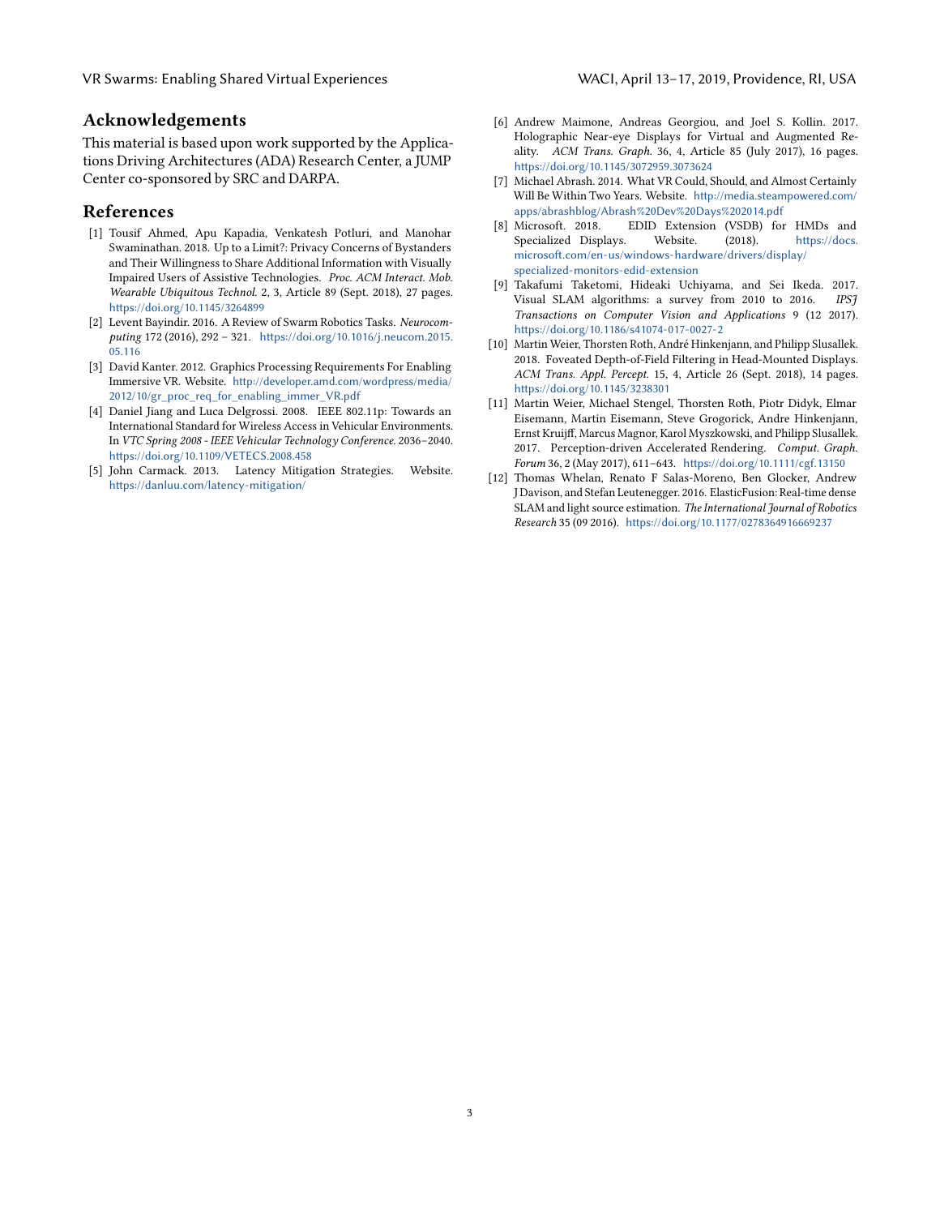## Acknowledgements

This material is based upon work supported by the Applications Driving Architectures (ADA) Research Center, a JUMP Center co-sponsored by SRC and DARPA.

## References

[1] Tousif Ahmed, Apu Kapadia, Venkatesh Potluri, and Manohar Swaminathan. 2018. Up to a Limit?: Privacy Concerns of Bystanders and Their Willingness to Share Additional Information with Visually Impaired Users of Assistive Technologies. *Proc. ACM Interact. Mob. Wearable Ubiquitous Technol.* 2, 3, Article 89 (Sept. 2018), 27 pages. https://doi.org/10.1145/3264899

[2] Levent Bayindir. 2016. A Review of Swarm Robotics Tasks. *Neurocomputing* 172 (2016), 292 – 321. https://doi.org/10.1016/j.neucom.2015.05.116

[3] David Kanter. 2012. Graphics Processing Requirements For Enabling Immersive VR. Website. http://developer.amd.com/wordpress/media/2012/10/gr_proc_req_for_enabling_immer_VR.pdf

[4] Daniel Jiang and Luca Delgrossi. 2008. IEEE 802.11p: Towards an International Standard for Wireless Access in Vehicular Environments. In *VTC Spring 2008 - IEEE Vehicular Technology Conference.* 2036–2040. https://doi.org/10.1109/VETECS.2008.458

[5] John Carmack. 2013. Latency Mitigation Strategies. Website. https://danluu.com/latency-mitigation/

[6] Andrew Maimone, Andreas Georgiou, and Joel S. Kollin. 2017. Holographic Near-eye Displays for Virtual and Augmented Reality. *ACM Trans. Graph.* 36, 4, Article 85 (July 2017), 16 pages. https://doi.org/10.1145/3072959.3073624

[7] Michael Abrash. 2014. What VR Could, Should, and Almost Certainly Will Be Within Two Years. Website. http://media.steampowered.com/apps/abrashblog/Abrash%20Dev%20Days%202014.pdf

[8] Microsoft. 2018. EDID Extension (VSDB) for HMDs and Specialized Displays. Website. (2018). https://docs.microsoft.com/en-us/windows-hardware/drivers/display/specialized-monitors-edid-extension

[9] Takafumi Taketomi, Hideaki Uchiyama, and Sei Ikeda. 2017. Visual SLAM algorithms: a survey from 2010 to 2016. *IPSJ Transactions on Computer Vision and Applications* 9 (12 2017). https://doi.org/10.1186/s41074-017-0027-2

[10] Martin Weier, Thorsten Roth, André Hinkenjann, and Philipp Slusallek. 2018. Foveated Depth-of-Field Filtering in Head-Mounted Displays. *ACM Trans. Appl. Percept.* 15, 4, Article 26 (Sept. 2018), 14 pages. https://doi.org/10.1145/3238301

[11] Martin Weier, Michael Stengel, Thorsten Roth, Piotr Didyk, Elmar Eisemann, Martin Eisemann, Steve Grogorick, Andre Hinkenjann, Ernst Kruijff, Marcus Magnor, Karol Myszkowski, and Philipp Slusallek. 2017. Perception-driven Accelerated Rendering. *Comput. Graph. Forum* 36, 2 (May 2017), 611–643. https://doi.org/10.1111/cgf.13150

[12] Thomas Whelan, Renato F Salas-Moreno, Ben Glocker, Andrew J Davison, and Stefan Leutenegger. 2016. ElasticFusion: Real-time dense SLAM and light source estimation. *The International Journal of Robotics Research* 35 (09 2016). https://doi.org/10.1177/0278364916669237